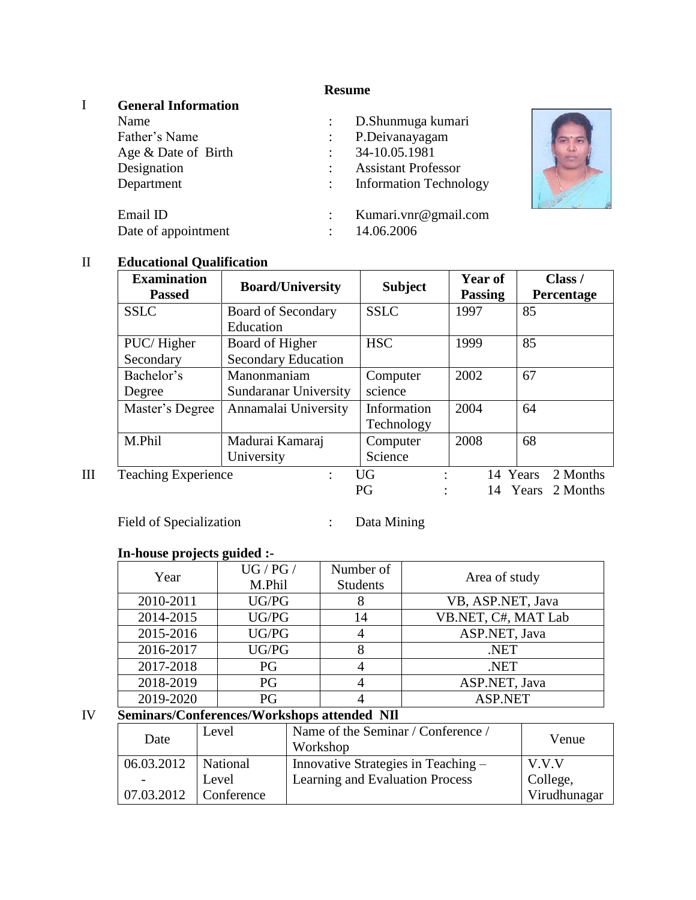# Resume

## I General Information

Name : D.Shunmuga kumari
Father's Name : P.Deivanayagam
Age & Date of Birth : 34-10.05.1981
Designation : Assistant Professor
Department : Information Technology

Email ID : Kumari.vnr@gmail.com
Date of appointment : 14.06.2006

## II Educational Qualification

| Examination Passed | Board/University | Subject | Year of Passing | Class / Percentage |
|---|---|---|---|---|
| SSLC | Board of Secondary Education | SSLC | 1997 | 85 |
| PUC/ Higher Secondary | Board of Higher Secondary Education | HSC | 1999 | 85 |
| Bachelor's Degree | Manonmaniam Sundaranar University | Computer science | 2002 | 67 |
| Master's Degree | Annamalai University | Information Technology | 2004 | 64 |
| M.Phil | Madurai Kamaraj University | Computer Science | 2008 | 68 |

## III Teaching Experience

Teaching Experience : UG : 14 Years 2 Months
PG : 14 Years 2 Months

Field of Specialization : Data Mining

**In-house projects guided :-**

| Year | UG / PG / M.Phil | Number of Students | Area of study |
|---|---|---|---|
| 2010-2011 | UG/PG | 8 | VB, ASP.NET, Java |
| 2014-2015 | UG/PG | 14 | VB.NET, C#, MAT Lab |
| 2015-2016 | UG/PG | 4 | ASP.NET, Java |
| 2016-2017 | UG/PG | 8 | .NET |
| 2017-2018 | PG | 4 | .NET |
| 2018-2019 | PG | 4 | ASP.NET, Java |
| 2019-2020 | PG | 4 | ASP.NET |

## IV Seminars/Conferences/Workshops attended NIl

| Date | Level | Name of the Seminar / Conference / Workshop | Venue |
|---|---|---|---|
| 06.03.2012 - 07.03.2012 | National Level Conference | Innovative Strategies in Teaching – Learning and Evaluation Process | V.V.V College, Virudhunagar |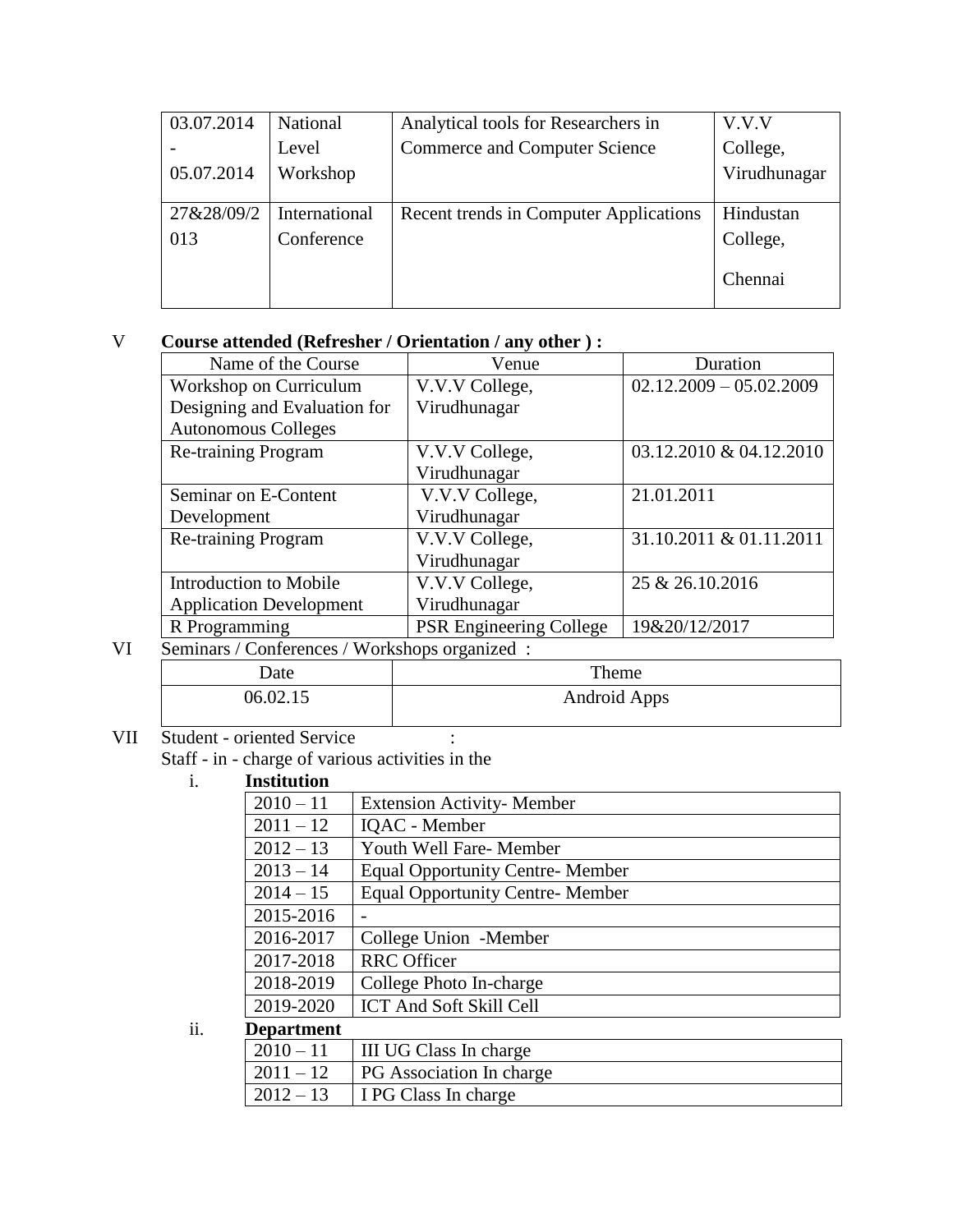| 03.07.2014 - 05.07.2014 | National Level Workshop | Analytical tools for Researchers in Commerce and Computer Science | V.V.V College, Virudhunagar |
|---|---|---|---|
| 27&28/09/2013 | International Conference | Recent trends in Computer Applications | Hindustan College, Chennai |

V **Course attended (Refresher / Orientation / any other ) :**

| Name of the Course | Venue | Duration |
|---|---|---|
| Workshop on Curriculum Designing and Evaluation for Autonomous Colleges | V.V.V College, Virudhunagar | 02.12.2009 – 05.02.2009 |
| Re-training Program | V.V.V College, Virudhunagar | 03.12.2010 & 04.12.2010 |
| Seminar on E-Content Development | V.V.V College, Virudhunagar | 21.01.2011 |
| Re-training Program | V.V.V College, Virudhunagar | 31.10.2011 & 01.11.2011 |
| Introduction to Mobile Application Development | V.V.V College, Virudhunagar | 25 & 26.10.2016 |
| R Programming | PSR Engineering College | 19&20/12/2017 |

VI Seminars / Conferences / Workshops organized :

| Date | Theme |
|---|---|
| 06.02.15 | Android Apps |

VII Student - oriented Service :

Staff - in - charge of various activities in the

i. **Institution**

| 2010 – 11 | Extension Activity- Member |
|---|---|
| 2011 – 12 | IQAC - Member |
| 2012 – 13 | Youth Well Fare- Member |
| 2013 – 14 | Equal Opportunity Centre- Member |
| 2014 – 15 | Equal Opportunity Centre- Member |
| 2015-2016 | - |
| 2016-2017 | College Union -Member |
| 2017-2018 | RRC Officer |
| 2018-2019 | College Photo In-charge |
| 2019-2020 | ICT And Soft Skill Cell |

ii. **Department**

| 2010 – 11 | III UG Class In charge |
|---|---|
| 2011 – 12 | PG Association In charge |
| 2012 – 13 | I PG Class In charge |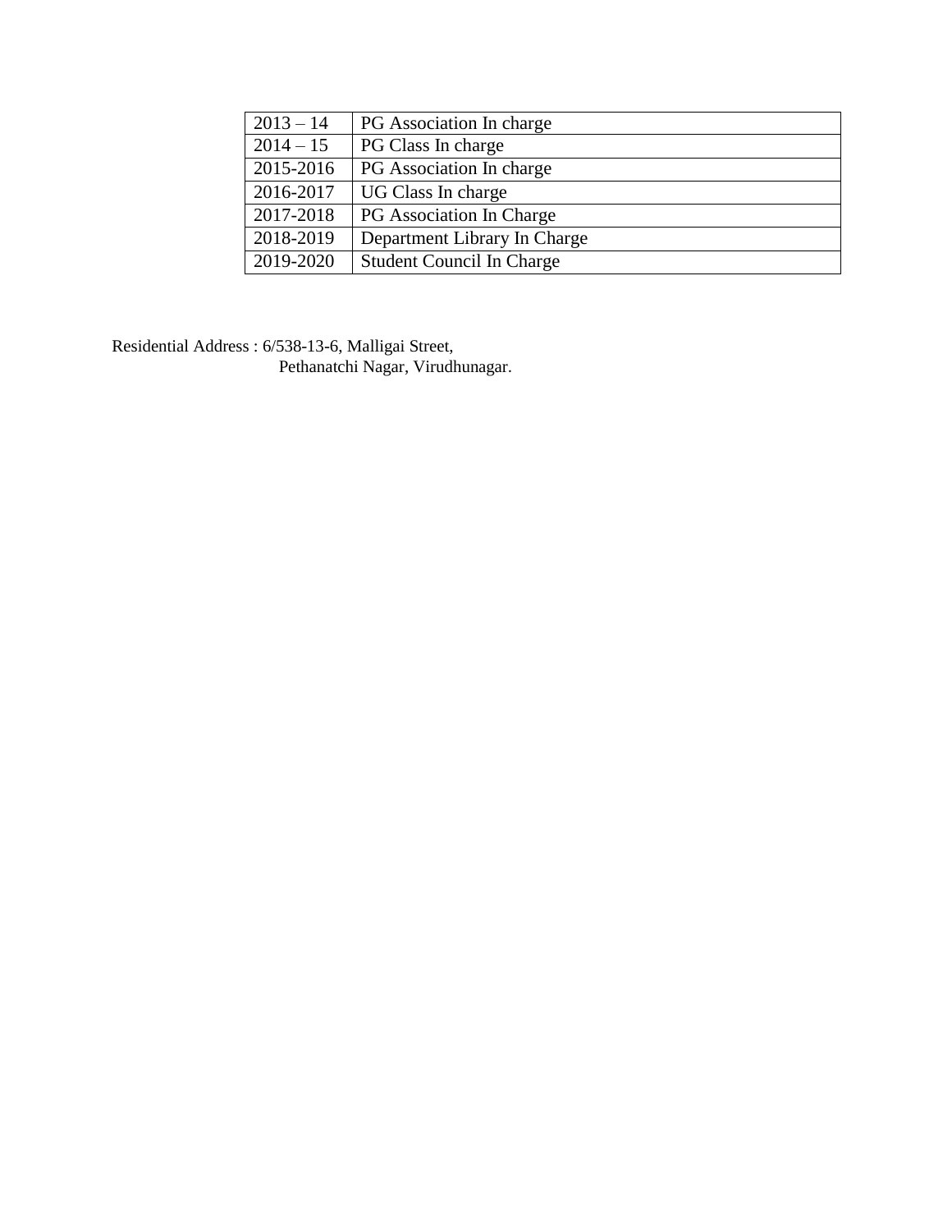| | |
|---|---|
| 2013 – 14 | PG Association In charge |
| 2014 – 15 | PG Class In charge |
| 2015-2016 | PG Association In charge |
| 2016-2017 | UG Class In charge |
| 2017-2018 | PG Association In Charge |
| 2018-2019 | Department Library In Charge |
| 2019-2020 | Student Council In Charge |

Residential Address : 6/538-13-6, Malligai Street,
Pethanatchi Nagar, Virudhunagar.